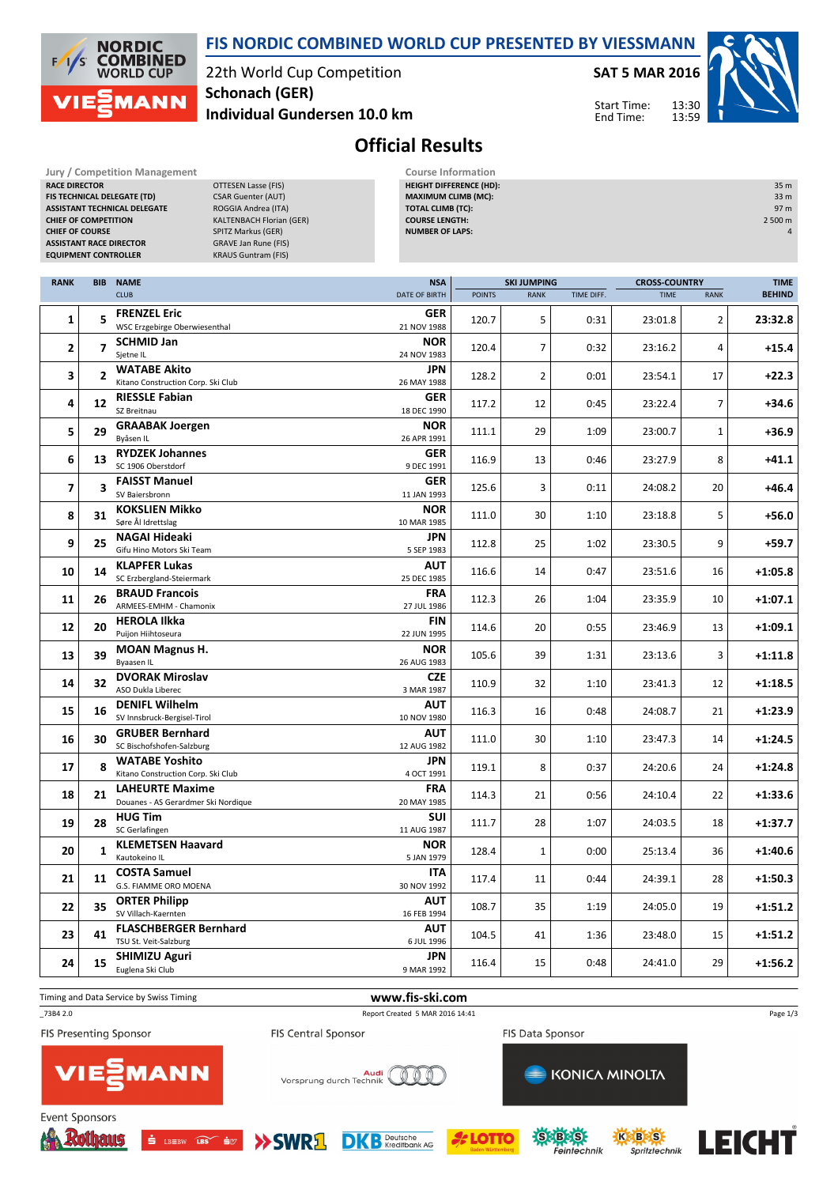# FIS NORDIC COMBINED WORLD CUP PRESENTED BY VIESSMANN

22th World Cup Competition
**Schonach (GER)**
**Individual Gundersen 10.0 km**

**SAT 5 MAR 2016**

Start Time: 13:30
End Time: 13:59

## Official Results

| Jury / Competition Management | |
|---|---|
| RACE DIRECTOR | OTTESEN Lasse (FIS) |
| FIS TECHNICAL DELEGATE (TD) | CSAR Guenter (AUT) |
| ASSISTANT TECHNICAL DELEGATE | ROGGIA Andrea (ITA) |
| CHIEF OF COMPETITION | KALTENBACH Florian (GER) |
| CHIEF OF COURSE | SPITZ Markus (GER) |
| ASSISTANT RACE DIRECTOR | GRAVE Jan Rune (FIS) |
| EQUIPMENT CONTROLLER | KRAUS Guntram (FIS) |

| Course Information | |
|---|---|
| HEIGHT DIFFERENCE (HD): | 35 m |
| MAXIMUM CLIMB (MC): | 33 m |
| TOTAL CLIMB (TC): | 97 m |
| COURSE LENGTH: | 2 500 m |
| NUMBER OF LAPS: | 4 |

| RANK | BIB | NAME / CLUB | NSA / DATE OF BIRTH | SKI JUMPING POINTS | SKI JUMPING RANK | SKI JUMPING TIME DIFF. | CROSS-COUNTRY TIME | CROSS-COUNTRY RANK | TIME BEHIND |
|---|---|---|---|---|---|---|---|---|---|
| 1 | 5 | **FRENZEL Eric** WSC Erzgebirge Oberwiesenthal | GER 21 NOV 1988 | 120.7 | 5 | 0:31 | 23:01.8 | 2 | **23:32.8** |
| 2 | 7 | **SCHMID Jan** Sjetne IL | NOR 24 NOV 1983 | 120.4 | 7 | 0:32 | 23:16.2 | 4 | **+15.4** |
| 3 | 2 | **WATABE Akito** Kitano Construction Corp. Ski Club | JPN 26 MAY 1988 | 128.2 | 2 | 0:01 | 23:54.1 | 17 | **+22.3** |
| 4 | 12 | **RIESSLE Fabian** SZ Breitnau | GER 18 DEC 1990 | 117.2 | 12 | 0:45 | 23:22.4 | 7 | **+34.6** |
| 5 | 29 | **GRAABAK Joergen** Byåsen IL | NOR 26 APR 1991 | 111.1 | 29 | 1:09 | 23:00.7 | 1 | **+36.9** |
| 6 | 13 | **RYDZEK Johannes** SC 1906 Oberstdorf | GER 9 DEC 1991 | 116.9 | 13 | 0:46 | 23:27.9 | 8 | **+41.1** |
| 7 | 3 | **FAISST Manuel** SV Baiersbronn | GER 11 JAN 1993 | 125.6 | 3 | 0:11 | 24:08.2 | 20 | **+46.4** |
| 8 | 31 | **KOKSLIEN Mikko** Søre Ål Idrettslag | NOR 10 MAR 1985 | 111.0 | 30 | 1:10 | 23:18.8 | 5 | **+56.0** |
| 9 | 25 | **NAGAI Hideaki** Gifu Hino Motors Ski Team | JPN 5 SEP 1983 | 112.8 | 25 | 1:02 | 23:30.5 | 9 | **+59.7** |
| 10 | 14 | **KLAPFER Lukas** SC Erzbergland-Steiermark | AUT 25 DEC 1985 | 116.6 | 14 | 0:47 | 23:51.6 | 16 | **+1:05.8** |
| 11 | 26 | **BRAUD Francois** ARMEES-EMHM - Chamonix | FRA 27 JUL 1986 | 112.3 | 26 | 1:04 | 23:35.9 | 10 | **+1:07.1** |
| 12 | 20 | **HEROLA Ilkka** Puijon Hiihtoseura | FIN 22 JUN 1995 | 114.6 | 20 | 0:55 | 23:46.9 | 13 | **+1:09.1** |
| 13 | 39 | **MOAN Magnus H.** Byaasen IL | NOR 26 AUG 1983 | 105.6 | 39 | 1:31 | 23:13.6 | 3 | **+1:11.8** |
| 14 | 32 | **DVORAK Miroslav** ASO Dukla Liberec | CZE 3 MAR 1987 | 110.9 | 32 | 1:10 | 23:41.3 | 12 | **+1:18.5** |
| 15 | 16 | **DENIFL Wilhelm** SV Innsbruck-Bergisel-Tirol | AUT 10 NOV 1980 | 116.3 | 16 | 0:48 | 24:08.7 | 21 | **+1:23.9** |
| 16 | 30 | **GRUBER Bernhard** SC Bischofshofen-Salzburg | AUT 12 AUG 1982 | 111.0 | 30 | 1:10 | 23:47.3 | 14 | **+1:24.5** |
| 17 | 8 | **WATABE Yoshito** Kitano Construction Corp. Ski Club | JPN 4 OCT 1991 | 119.1 | 8 | 0:37 | 24:20.6 | 24 | **+1:24.8** |
| 18 | 21 | **LAHEURTE Maxime** Douanes - AS Gerardmer Ski Nordique | FRA 20 MAY 1985 | 114.3 | 21 | 0:56 | 24:10.4 | 22 | **+1:33.6** |
| 19 | 28 | **HUG Tim** SC Gerlafingen | SUI 11 AUG 1987 | 111.7 | 28 | 1:07 | 24:03.5 | 18 | **+1:37.7** |
| 20 | 1 | **KLEMETSEN Haavard** Kautokeino IL | NOR 5 JAN 1979 | 128.4 | 1 | 0:00 | 25:13.4 | 36 | **+1:40.6** |
| 21 | 11 | **COSTA Samuel** G.S. FIAMME ORO MOENA | ITA 30 NOV 1992 | 117.4 | 11 | 0:44 | 24:39.1 | 28 | **+1:50.3** |
| 22 | 35 | **ORTER Philipp** SV Villach-Kaernten | AUT 16 FEB 1994 | 108.7 | 35 | 1:19 | 24:05.0 | 19 | **+1:51.2** |
| 23 | 41 | **FLASCHBERGER Bernhard** TSU St. Veit-Salzburg | AUT 6 JUL 1996 | 104.5 | 41 | 1:36 | 23:48.0 | 15 | **+1:51.2** |
| 24 | 15 | **SHIMIZU Aguri** Euglena Ski Club | JPN 9 MAR 1992 | 116.4 | 15 | 0:48 | 24:41.0 | 29 | **+1:56.2** |

Timing and Data Service by Swiss Timing
www.fis-ski.com
_73B4 2.0
Report Created 5 MAR 2016 14:41

FIS Presenting Sponsor: VIESSMANN
FIS Central Sponsor: Audi Vorsprung durch Technik
FIS Data Sponsor: KONICA MINOLTA
Event Sponsors: Rothaus, LBBW, SWR1, DKB Deutsche Kreditbank AG, LOTTO Baden-Württemberg, SBS Feintechnik, KBS Spritztechnik, LEICHT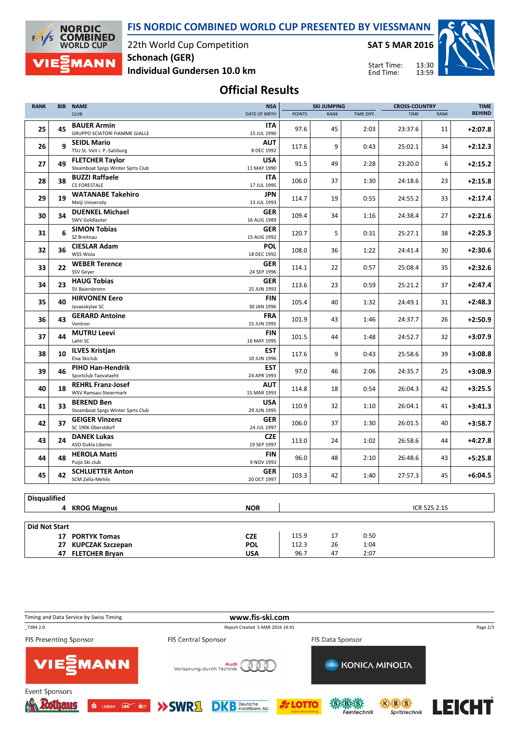# FIS NORDIC COMBINED WORLD CUP PRESENTED BY VIESSMANN

22th World Cup Competition
Schonach (GER)
Individual Gundersen 10.0 km

SAT 5 MAR 2016

Start Time: 13:30
End Time: 13:59

## Official Results

| RANK | BIB | NAME / CLUB | NSA / DATE OF BIRTH | SKI JUMPING POINTS | SKI JUMPING RANK | SKI JUMPING TIME DIFF. | CROSS-COUNTRY TIME | CROSS-COUNTRY RANK | TIME BEHIND |
|---|---|---|---|---|---|---|---|---|---|
| 25 | 45 | **BAUER Armin** GRUPPO SCIATORI FIAMME GIALLE | ITA 15 JUL 1990 | 97.6 | 45 | 2:03 | 23:37.6 | 11 | +2:07.8 |
| 26 | 9 | **SEIDL Mario** TSU St. Veit i. P.-Salzburg | AUT 8 DEC 1992 | 117.6 | 9 | 0:43 | 25:02.1 | 34 | +2:12.3 |
| 27 | 49 | **FLETCHER Taylor** Steamboat Sprgs Winter Sprts Club | USA 11 MAY 1990 | 91.5 | 49 | 2:28 | 23:20.0 | 6 | +2:15.2 |
| 28 | 38 | **BUZZI Raffaele** CS FORESTALE | ITA 17 JUL 1995 | 106.0 | 37 | 1:30 | 24:18.6 | 23 | +2:15.8 |
| 29 | 19 | **WATANABE Takehiro** Meiji University | JPN 13 JUL 1993 | 114.7 | 19 | 0:55 | 24:55.2 | 33 | +2:17.4 |
| 30 | 34 | **DUENKEL Michael** SWV Goldlauter | GER 16 AUG 1989 | 109.4 | 34 | 1:16 | 24:38.4 | 27 | +2:21.6 |
| 31 | 6 | **SIMON Tobias** SZ Breitnau | GER 15 AUG 1992 | 120.7 | 5 | 0:31 | 25:27.1 | 38 | +2:25.3 |
| 32 | 36 | **CIESLAR Adam** WSS Wisla | POL 18 DEC 1992 | 108.0 | 36 | 1:22 | 24:41.4 | 30 | +2:30.6 |
| 33 | 22 | **WEBER Terence** SSV Geyer | GER 24 SEP 1996 | 114.1 | 22 | 0:57 | 25:08.4 | 35 | +2:32.6 |
| 34 | 23 | **HAUG Tobias** SV Baiersbronn | GER 25 JUN 1993 | 113.6 | 23 | 0:59 | 25:21.2 | 37 | +2:47.4 |
| 35 | 40 | **HIRVONEN Eero** Jyvaeskylae SC | FIN 30 JAN 1996 | 105.4 | 40 | 1:32 | 24:49.1 | 31 | +2:48.3 |
| 36 | 43 | **GERARD Antoine** Ventron | FRA 15 JUN 1995 | 101.9 | 43 | 1:46 | 24:37.7 | 26 | +2:50.9 |
| 37 | 44 | **MUTRU Leevi** Lahti SC | FIN 16 MAY 1995 | 101.5 | 44 | 1:48 | 24:52.7 | 32 | +3:07.9 |
| 38 | 10 | **ILVES Kristjan** Elva Skiclub | EST 10 JUN 1996 | 117.6 | 9 | 0:43 | 25:58.6 | 39 | +3:08.8 |
| 39 | 46 | **PIHO Han-Hendrik** Sportclub Taevataeht | EST 24 APR 1993 | 97.0 | 46 | 2:06 | 24:35.7 | 25 | +3:08.9 |
| 40 | 18 | **REHRL Franz-Josef** WSV Ramsau-Steiermark | AUT 15 MAR 1993 | 114.8 | 18 | 0:54 | 26:04.3 | 42 | +3:25.5 |
| 41 | 33 | **BEREND Ben** Steamboat Sprgs Winter Sprts Club | USA 29 JUN 1995 | 110.9 | 32 | 1:10 | 26:04.1 | 41 | +3:41.3 |
| 42 | 37 | **GEIGER Vinzenz** SC 1906 Oberstdorf | GER 24 JUL 1997 | 106.0 | 37 | 1:30 | 26:01.5 | 40 | +3:58.7 |
| 43 | 24 | **DANEK Lukas** ASO Dukla Liberec | CZE 19 SEP 1997 | 113.0 | 24 | 1:02 | 26:58.6 | 44 | +4:27.8 |
| 44 | 48 | **HEROLA Matti** Puijo Ski club | FIN 9 NOV 1993 | 96.0 | 48 | 2:10 | 26:48.6 | 43 | +5:25.8 |
| 45 | 42 | **SCHLUETTER Anton** SCM Zella-Mehlis | GER 20 OCT 1997 | 103.3 | 42 | 1:40 | 27:57.3 | 45 | +6:04.5 |

**Disqualified**

| BIB | NAME | NSA | |
|---|---|---|---|
| 4 | **KROG Magnus** | NOR | ICR 525.2.15 |

**Did Not Start**

| BIB | NAME | NSA | POINTS | RANK | TIME DIFF. |
|---|---|---|---|---|---|
| 17 | **PORTYK Tomas** | CZE | 115.9 | 17 | 0:50 |
| 27 | **KUPCZAK Szczepan** | POL | 112.3 | 26 | 1:04 |
| 47 | **FLETCHER Bryan** | USA | 96.7 | 47 | 2:07 |

Timing and Data Service by Swiss Timing

www.fis-ski.com

_73B4 2.0 Report Created 5 MAR 2016 14:41

FIS Presenting Sponsor: VIESSMANN — FIS Central Sponsor: Audi Vorsprung durch Technik — FIS Data Sponsor: KONICA MINOLTA

Event Sponsors: Rothaus, LBBW, SWR1, DKB Deutsche Kreditbank AG, LOTTO Baden-Württemberg, SBS Feintechnik, KBS Spritztechnik, LEICHT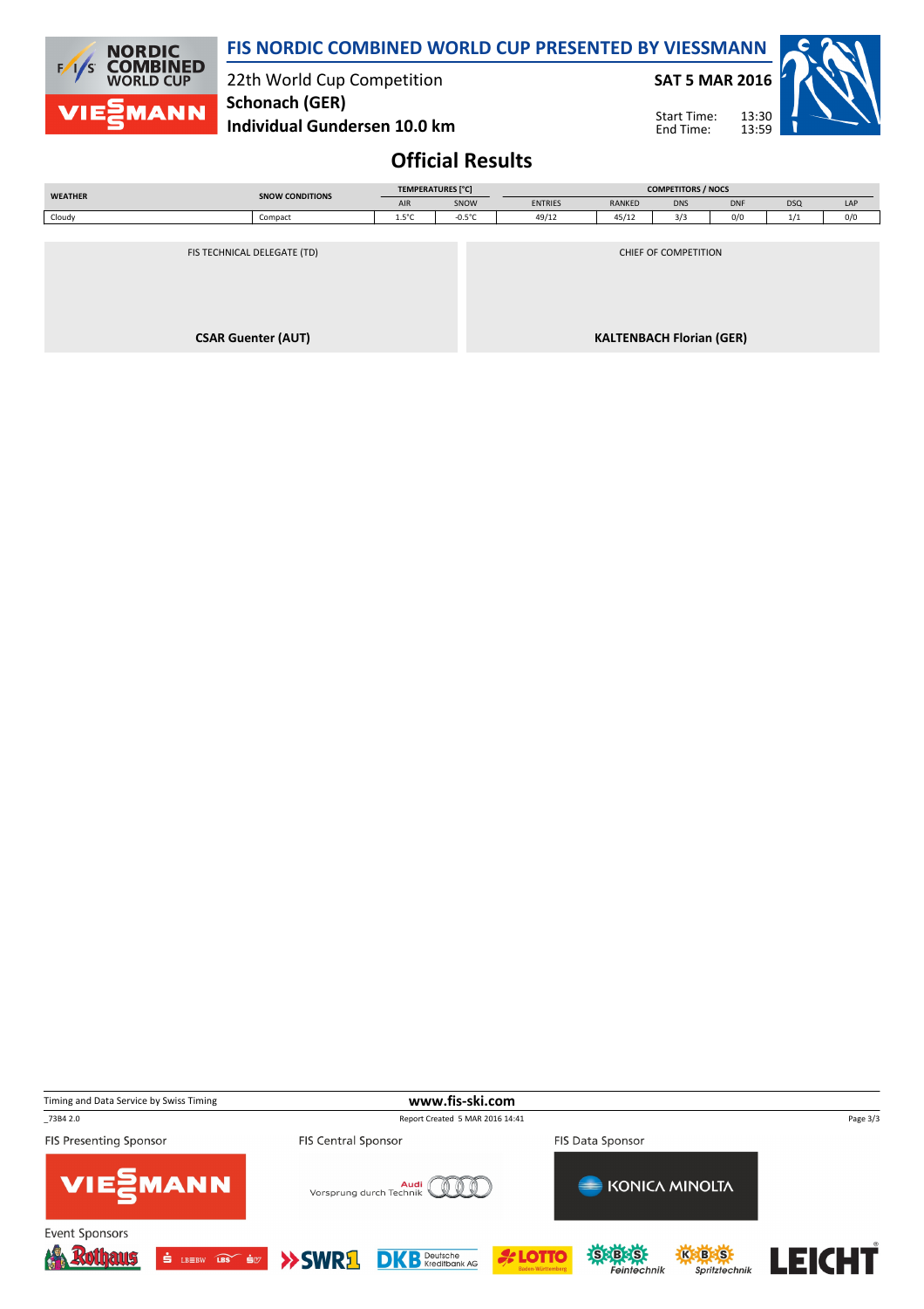# FIS NORDIC COMBINED WORLD CUP PRESENTED BY VIESSMANN

22th World Cup Competition
**Schonach (GER)**
**Individual Gundersen 10.0 km**

**SAT 5 MAR 2016**

Start Time: 13:30
End Time: 13:59

## Official Results

| WEATHER | SNOW CONDITIONS | TEMPERATURES [°C] | | COMPETITORS / NOCS | | | | | |
|---|---|---|---|---|---|---|---|---|---|
| | | AIR | SNOW | ENTRIES | RANKED | DNS | DNF | DSQ | LAP |
| Cloudy | Compact | 1.5°C | -0.5°C | 49/12 | 45/12 | 3/3 | 0/0 | 1/1 | 0/0 |

| FIS TECHNICAL DELEGATE (TD) | CHIEF OF COMPETITION |
|---|---|
| **CSAR Guenter (AUT)** | **KALTENBACH Florian (GER)** |

Timing and Data Service by Swiss Timing

www.fis-ski.com

_73B4 2.0

Report Created 5 MAR 2016 14:41

FIS Presenting Sponsor: VIESSMANN

FIS Central Sponsor: Audi Vorsprung durch Technik

FIS Data Sponsor: KONICA MINOLTA

Event Sponsors: Rothaus, LBBW, LBS, SV, SWR1, DKB Deutsche Kreditbank AG, LOTTO Baden-Württemberg, SBS Feintechnik, KBS Spritztechnik, LEICHT